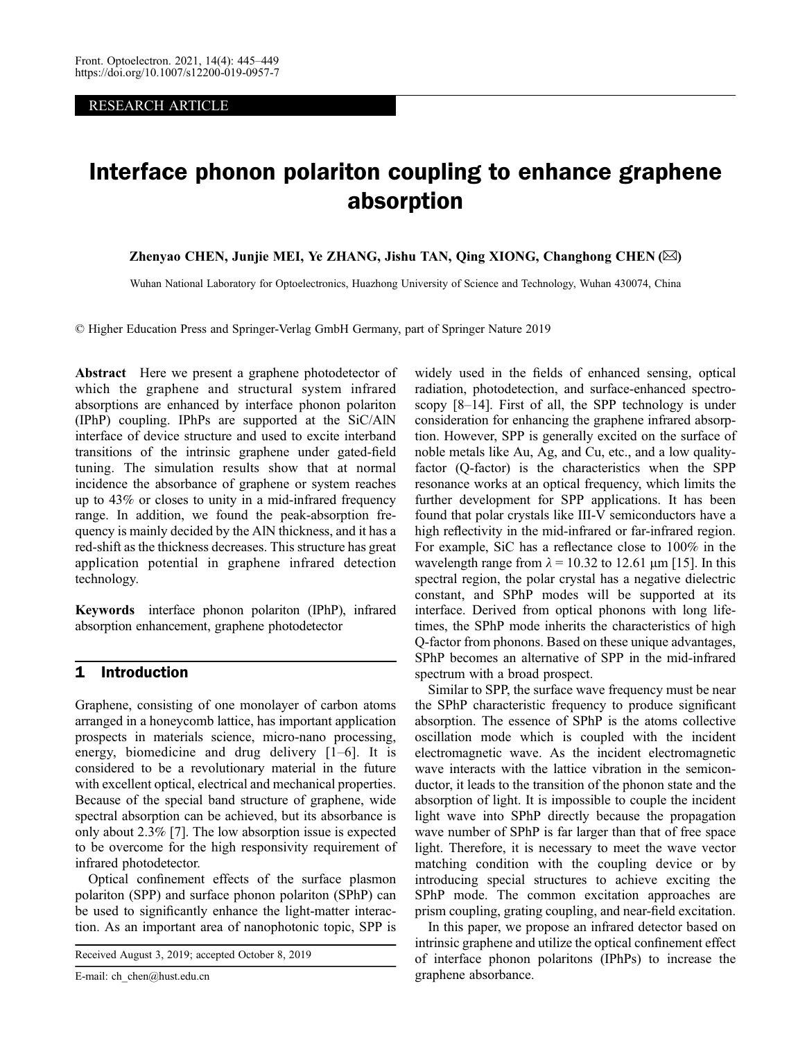RESEARCH ARTICLE

# Interface phonon polariton coupling to enhance graphene absorption

**Zhenyao CHEN, Junjie MEI, Ye ZHANG, Jishu TAN, Qing XIONG, Changhong CHEN (✉)**

Wuhan National Laboratory for Optoelectronics, Huazhong University of Science and Technology, Wuhan 430074, China

© Higher Education Press and Springer-Verlag GmbH Germany, part of Springer Nature 2019

**Abstract** Here we present a graphene photodetector of which the graphene and structural system infrared absorptions are enhanced by interface phonon polariton (IPhP) coupling. IPhPs are supported at the SiC/AlN interface of device structure and used to excite interband transitions of the intrinsic graphene under gated-field tuning. The simulation results show that at normal incidence the absorbance of graphene or system reaches up to 43% or closes to unity in a mid-infrared frequency range. In addition, we found the peak-absorption frequency is mainly decided by the AlN thickness, and it has a red-shift as the thickness decreases. This structure has great application potential in graphene infrared detection technology.

**Keywords** interface phonon polariton (IPhP), infrared absorption enhancement, graphene photodetector

## 1 Introduction

Graphene, consisting of one monolayer of carbon atoms arranged in a honeycomb lattice, has important application prospects in materials science, micro-nano processing, energy, biomedicine and drug delivery [1–6]. It is considered to be a revolutionary material in the future with excellent optical, electrical and mechanical properties. Because of the special band structure of graphene, wide spectral absorption can be achieved, but its absorbance is only about 2.3% [7]. The low absorption issue is expected to be overcome for the high responsivity requirement of infrared photodetector.

Optical confinement effects of the surface plasmon polariton (SPP) and surface phonon polariton (SPhP) can be used to significantly enhance the light-matter interaction. As an important area of nanophotonic topic, SPP is widely used in the fields of enhanced sensing, optical radiation, photodetection, and surface-enhanced spectroscopy [8–14]. First of all, the SPP technology is under consideration for enhancing the graphene infrared absorption. However, SPP is generally excited on the surface of noble metals like Au, Ag, and Cu, etc., and a low quality-factor (Q-factor) is the characteristics when the SPP resonance works at an optical frequency, which limits the further development for SPP applications. It has been found that polar crystals like III-V semiconductors have a high reflectivity in the mid-infrared or far-infrared region. For example, SiC has a reflectance close to 100% in the wavelength range from $\lambda = 10.32$ to $12.61$ μm [15]. In this spectral region, the polar crystal has a negative dielectric constant, and SPhP modes will be supported at its interface. Derived from optical phonons with long lifetimes, the SPhP mode inherits the characteristics of high Q-factor from phonons. Based on these unique advantages, SPhP becomes an alternative of SPP in the mid-infrared spectrum with a broad prospect.

Similar to SPP, the surface wave frequency must be near the SPhP characteristic frequency to produce significant absorption. The essence of SPhP is the atoms collective oscillation mode which is coupled with the incident electromagnetic wave. As the incident electromagnetic wave interacts with the lattice vibration in the semiconductor, it leads to the transition of the phonon state and the absorption of light. It is impossible to couple the incident light wave into SPhP directly because the propagation wave number of SPhP is far larger than that of free space light. Therefore, it is necessary to meet the wave vector matching condition with the coupling device or by introducing special structures to achieve exciting the SPhP mode. The common excitation approaches are prism coupling, grating coupling, and near-field excitation.

In this paper, we propose an infrared detector based on intrinsic graphene and utilize the optical confinement effect of interface phonon polaritons (IPhPs) to increase the graphene absorbance.

Received August 3, 2019; accepted October 8, 2019

E-mail: ch_chen@hust.edu.cn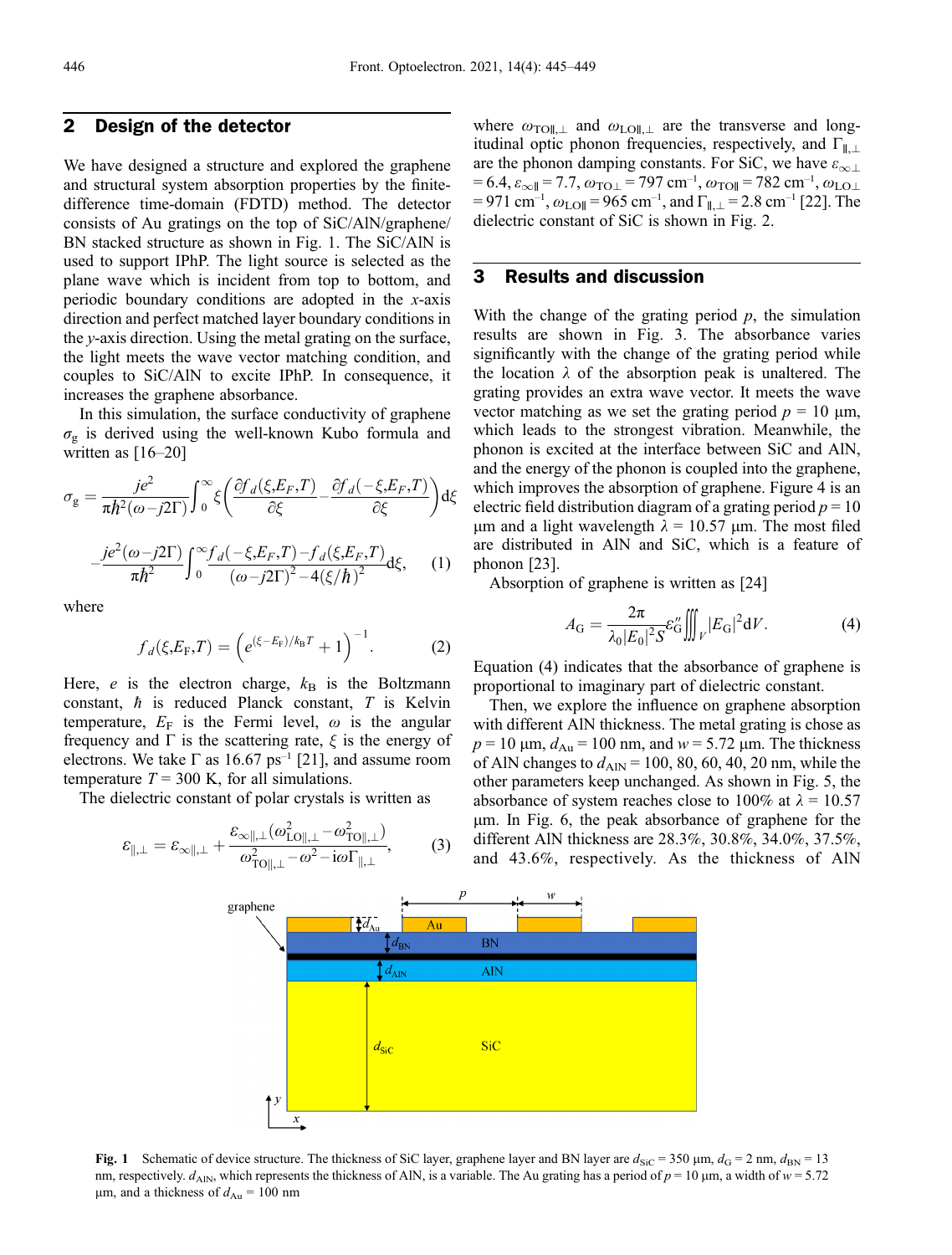## 2 Design of the detector

We have designed a structure and explored the graphene and structural system absorption properties by the finite-difference time-domain (FDTD) method. The detector consists of Au gratings on the top of SiC/AlN/graphene/BN stacked structure as shown in Fig. 1. The SiC/AlN is used to support IPhP. The light source is selected as the plane wave which is incident from top to bottom, and periodic boundary conditions are adopted in the *x*-axis direction and perfect matched layer boundary conditions in the *y*-axis direction. Using the metal grating on the surface, the light meets the wave vector matching condition, and couples to SiC/AlN to excite IPhP. In consequence, it increases the graphene absorbance.

In this simulation, the surface conductivity of graphene $\sigma_g$ is derived using the well-known Kubo formula and written as [16–20]

$$\sigma_g = \frac{je^2}{\pi\hbar^2(\omega - j2\Gamma)}\int_0^\infty \xi\left(\frac{\partial f_d(\xi, E_F, T)}{\partial \xi} - \frac{\partial f_d(-\xi, E_F, T)}{\partial \xi}\right)\mathrm{d}\xi$$

$$-\frac{je^2(\omega - j2\Gamma)}{\pi\hbar^2}\int_0^\infty \frac{f_d(-\xi, E_F, T) - f_d(\xi, E_F, T)}{(\omega - j2\Gamma)^2 - 4(\xi/\hbar)^2}\mathrm{d}\xi, \quad (1)$$

where

$$f_d(\xi, E_F, T) = \left(e^{(\xi - E_F)/k_B T} + 1\right)^{-1}. \quad (2)$$

Here, $e$ is the electron charge, $k_B$ is the Boltzmann constant, $\hbar$ is reduced Planck constant, $T$ is Kelvin temperature, $E_F$ is the Fermi level, $\omega$ is the angular frequency and $\Gamma$ is the scattering rate, $\xi$ is the energy of electrons. We take $\Gamma$ as 16.67 ps$^{-1}$ [21], and assume room temperature $T = 300$ K, for all simulations.

The dielectric constant of polar crystals is written as

$$\varepsilon_{\parallel,\perp} = \varepsilon_{\infty\parallel,\perp} + \frac{\varepsilon_{\infty\parallel,\perp}(\omega_{\mathrm{LO}\parallel,\perp}^2 - \omega_{\mathrm{TO}\parallel,\perp}^2)}{\omega_{\mathrm{TO}\parallel,\perp}^2 - \omega^2 - \mathrm{i}\omega\Gamma_{\parallel,\perp}}, \quad (3)$$

where $\omega_{\mathrm{TO}\parallel,\perp}$ and $\omega_{\mathrm{LO}\parallel,\perp}$ are the transverse and longitudinal optic phonon frequencies, respectively, and $\Gamma_{\parallel,\perp}$ are the phonon damping constants. For SiC, we have $\varepsilon_{\infty\perp} = 6.4$, $\varepsilon_{\infty\parallel} = 7.7$, $\omega_{\mathrm{TO}\perp} = 797$ cm$^{-1}$, $\omega_{\mathrm{TO}\parallel} = 782$ cm$^{-1}$, $\omega_{\mathrm{LO}\perp} = 971$ cm$^{-1}$, $\omega_{\mathrm{LO}\parallel} = 965$ cm$^{-1}$, and $\Gamma_{\parallel,\perp} = 2.8$ cm$^{-1}$ [22]. The dielectric constant of SiC is shown in Fig. 2.

## 3 Results and discussion

With the change of the grating period $p$, the simulation results are shown in Fig. 3. The absorbance varies significantly with the change of the grating period while the location $\lambda$ of the absorption peak is unaltered. The grating provides an extra wave vector. It meets the wave vector matching as we set the grating period $p$ = 10 µm, which leads to the strongest vibration. Meanwhile, the phonon is excited at the interface between SiC and AlN, and the energy of the phonon is coupled into the graphene, which improves the absorption of graphene. Figure 4 is an electric field distribution diagram of a grating period $p$ = 10 µm and a light wavelength $\lambda$ = 10.57 µm. The most filed are distributed in AlN and SiC, which is a feature of phonon [23].

Absorption of graphene is written as [24]

$$A_G = \frac{2\pi}{\lambda_0 |E_0|^2 S}\varepsilon_G'' \iiint_V |E_G|^2 \mathrm{d}V. \quad (4)$$

Equation (4) indicates that the absorbance of graphene is proportional to imaginary part of dielectric constant.

Then, we explore the influence on graphene absorption with different AlN thickness. The metal grating is chose as $p$ = 10 µm, $d_{\mathrm{Au}}$ = 100 nm, and $w$ = 5.72 µm. The thickness of AlN changes to $d_{\mathrm{AlN}}$ = 100, 80, 60, 40, 20 nm, while the other parameters keep unchanged. As shown in Fig. 5, the absorbance of system reaches close to 100% at $\lambda$ = 10.57 µm. In Fig. 6, the peak absorbance of graphene for the different AlN thickness are 28.3%, 30.8%, 34.0%, 37.5%, and 43.6%, respectively. As the thickness of AlN

**Fig. 1** Schematic of device structure. The thickness of SiC layer, graphene layer and BN layer are $d_{\mathrm{SiC}}$ = 350 µm, $d_G$ = 2 nm, $d_{\mathrm{BN}}$ = 13 nm, respectively. $d_{\mathrm{AlN}}$, which represents the thickness of AlN, is a variable. The Au grating has a period of $p$ = 10 µm, a width of $w$ = 5.72 µm, and a thickness of $d_{\mathrm{Au}}$ = 100 nm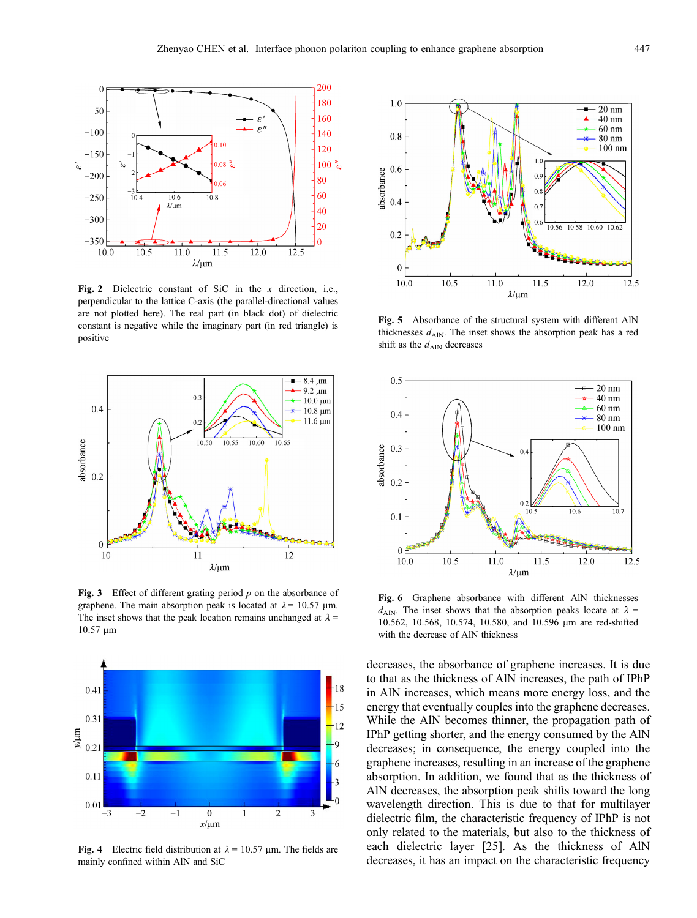**Fig. 2** Dielectric constant of SiC in the $x$ direction, i.e., perpendicular to the lattice C-axis (the parallel-directional values are not plotted here). The real part (in black dot) of dielectric constant is negative while the imaginary part (in red triangle) is positive

**Fig. 5** Absorbance of the structural system with different AlN thicknesses $d_{\mathrm{AlN}}$. The inset shows the absorption peak has a red shift as the $d_{\mathrm{AlN}}$ decreases

**Fig. 3** Effect of different grating period $p$ on the absorbance of graphene. The main absorption peak is located at $\lambda = 10.57$ μm. The inset shows that the peak location remains unchanged at $\lambda = 10.57$ μm

**Fig. 6** Graphene absorbance with different AlN thicknesses $d_{\mathrm{AlN}}$. The inset shows that the absorption peaks locate at $\lambda$ = 10.562, 10.568, 10.574, 10.580, and 10.596 μm are red-shifted with the decrease of AlN thickness

**Fig. 4** Electric field distribution at $\lambda = 10.57$ μm. The fields are mainly confined within AlN and SiC

decreases, the absorbance of graphene increases. It is due to that as the thickness of AlN increases, the path of IPhP in AlN increases, which means more energy loss, and the energy that eventually couples into the graphene decreases. While the AlN becomes thinner, the propagation path of IPhP getting shorter, and the energy consumed by the AlN decreases; in consequence, the energy coupled into the graphene increases, resulting in an increase of the graphene absorption. In addition, we found that as the thickness of AlN decreases, the absorption peak shifts toward the long wavelength direction. This is due to that for multilayer dielectric film, the characteristic frequency of IPhP is not only related to the materials, but also to the thickness of each dielectric layer [25]. As the thickness of AlN decreases, it has an impact on the characteristic frequency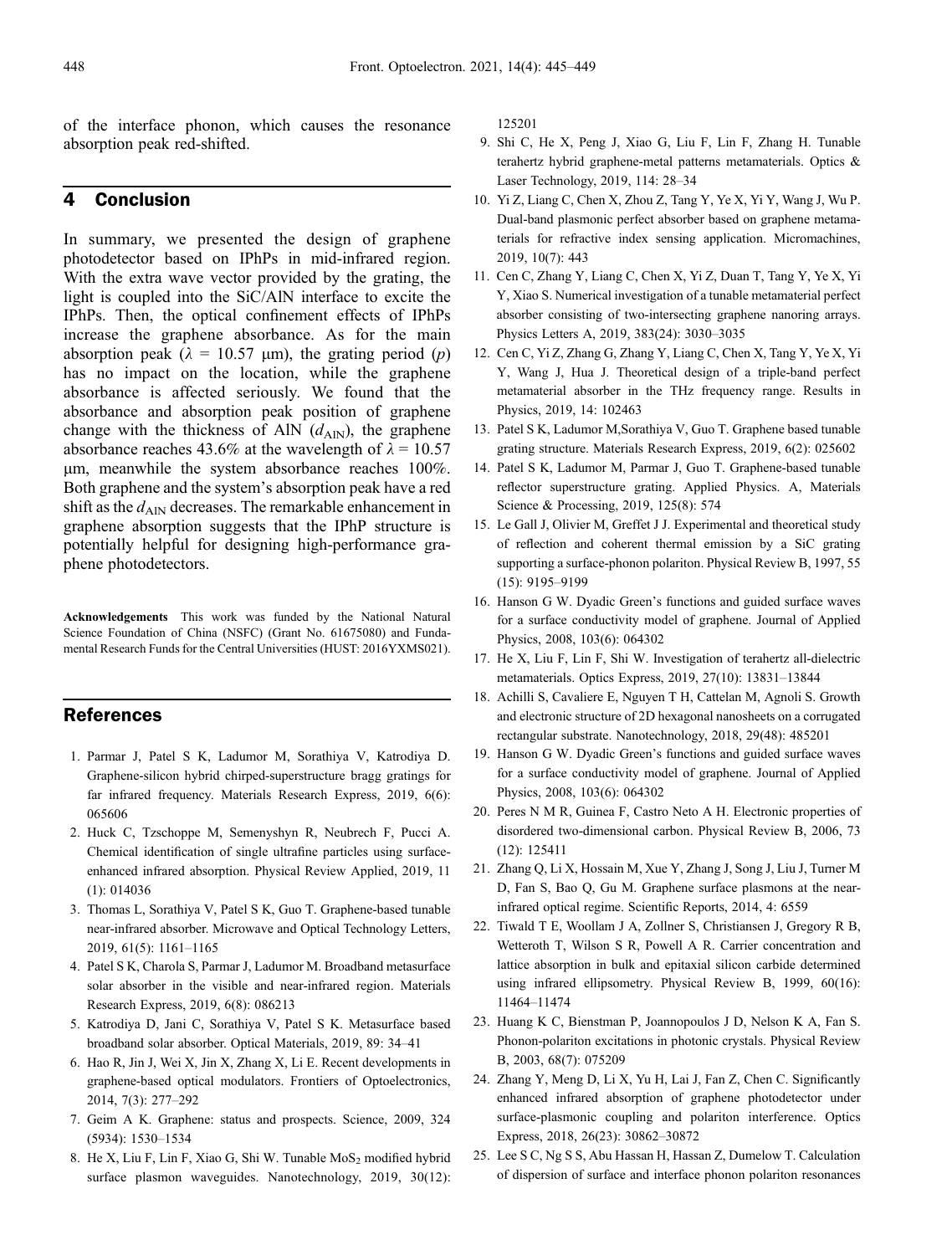of the interface phonon, which causes the resonance absorption peak red-shifted.

## 4 Conclusion

In summary, we presented the design of graphene photodetector based on IPhPs in mid-infrared region. With the extra wave vector provided by the grating, the light is coupled into the SiC/AlN interface to excite the IPhPs. Then, the optical confinement effects of IPhPs increase the graphene absorbance. As for the main absorption peak ($\lambda$ = 10.57 μm), the grating period ($p$) has no impact on the location, while the graphene absorbance is affected seriously. We found that the absorbance and absorption peak position of graphene change with the thickness of AlN ($d_{\mathrm{AlN}}$), the graphene absorbance reaches 43.6% at the wavelength of $\lambda$ = 10.57 μm, meanwhile the system absorbance reaches 100%. Both graphene and the system's absorption peak have a red shift as the $d_{\mathrm{AlN}}$ decreases. The remarkable enhancement in graphene absorption suggests that the IPhP structure is potentially helpful for designing high-performance graphene photodetectors.

**Acknowledgements** This work was funded by the National Natural Science Foundation of China (NSFC) (Grant No. 61675080) and Fundamental Research Funds for the Central Universities (HUST: 2016YXMS021).

## References

1. Parmar J, Patel S K, Ladumor M, Sorathiya V, Katrodiya D. Graphene-silicon hybrid chirped-superstructure bragg gratings for far infrared frequency. Materials Research Express, 2019, 6(6): 065606
2. Huck C, Tzschoppe M, Semenyshyn R, Neubrech F, Pucci A. Chemical identification of single ultrafine particles using surface-enhanced infrared absorption. Physical Review Applied, 2019, 11 (1): 014036
3. Thomas L, Sorathiya V, Patel S K, Guo T. Graphene-based tunable near-infrared absorber. Microwave and Optical Technology Letters, 2019, 61(5): 1161–1165
4. Patel S K, Charola S, Parmar J, Ladumor M. Broadband metasurface solar absorber in the visible and near-infrared region. Materials Research Express, 2019, 6(8): 086213
5. Katrodiya D, Jani C, Sorathiya V, Patel S K. Metasurface based broadband solar absorber. Optical Materials, 2019, 89: 34–41
6. Hao R, Jin J, Wei X, Jin X, Zhang X, Li E. Recent developments in graphene-based optical modulators. Frontiers of Optoelectronics, 2014, 7(3): 277–292
7. Geim A K. Graphene: status and prospects. Science, 2009, 324 (5934): 1530–1534
8. He X, Liu F, Lin F, Xiao G, Shi W. Tunable $MoS_2$ modified hybrid surface plasmon waveguides. Nanotechnology, 2019, 30(12): 125201
9. Shi C, He X, Peng J, Xiao G, Liu F, Lin F, Zhang H. Tunable terahertz hybrid graphene-metal patterns metamaterials. Optics & Laser Technology, 2019, 114: 28–34
10. Yi Z, Liang C, Chen X, Zhou Z, Tang Y, Ye X, Yi Y, Wang J, Wu P. Dual-band plasmonic perfect absorber based on graphene metamaterials for refractive index sensing application. Micromachines, 2019, 10(7): 443
11. Cen C, Zhang Y, Liang C, Chen X, Yi Z, Duan T, Tang Y, Ye X, Yi Y, Xiao S. Numerical investigation of a tunable metamaterial perfect absorber consisting of two-intersecting graphene nanoring arrays. Physics Letters A, 2019, 383(24): 3030–3035
12. Cen C, Yi Z, Zhang G, Zhang Y, Liang C, Chen X, Tang Y, Ye X, Yi Y, Wang J, Hua J. Theoretical design of a triple-band perfect metamaterial absorber in the THz frequency range. Results in Physics, 2019, 14: 102463
13. Patel S K, Ladumor M,Sorathiya V, Guo T. Graphene based tunable grating structure. Materials Research Express, 2019, 6(2): 025602
14. Patel S K, Ladumor M, Parmar J, Guo T. Graphene-based tunable reflector superstructure grating. Applied Physics. A, Materials Science & Processing, 2019, 125(8): 574
15. Le Gall J, Olivier M, Greffet J J. Experimental and theoretical study of reflection and coherent thermal emission by a SiC grating supporting a surface-phonon polariton. Physical Review B, 1997, 55 (15): 9195–9199
16. Hanson G W. Dyadic Green's functions and guided surface waves for a surface conductivity model of graphene. Journal of Applied Physics, 2008, 103(6): 064302
17. He X, Liu F, Lin F, Shi W. Investigation of terahertz all-dielectric metamaterials. Optics Express, 2019, 27(10): 13831–13844
18. Achilli S, Cavaliere E, Nguyen T H, Cattelan M, Agnoli S. Growth and electronic structure of 2D hexagonal nanosheets on a corrugated rectangular substrate. Nanotechnology, 2018, 29(48): 485201
19. Hanson G W. Dyadic Green's functions and guided surface waves for a surface conductivity model of graphene. Journal of Applied Physics, 2008, 103(6): 064302
20. Peres N M R, Guinea F, Castro Neto A H. Electronic properties of disordered two-dimensional carbon. Physical Review B, 2006, 73 (12): 125411
21. Zhang Q, Li X, Hossain M, Xue Y, Zhang J, Song J, Liu J, Turner M D, Fan S, Bao Q, Gu M. Graphene surface plasmons at the near-infrared optical regime. Scientific Reports, 2014, 4: 6559
22. Tiwald T E, Woollam J A, Zollner S, Christiansen J, Gregory R B, Wetteroth T, Wilson S R, Powell A R. Carrier concentration and lattice absorption in bulk and epitaxial silicon carbide determined using infrared ellipsometry. Physical Review B, 1999, 60(16): 11464–11474
23. Huang K C, Bienstman P, Joannopoulos J D, Nelson K A, Fan S. Phonon-polariton excitations in photonic crystals. Physical Review B, 2003, 68(7): 075209
24. Zhang Y, Meng D, Li X, Yu H, Lai J, Fan Z, Chen C. Significantly enhanced infrared absorption of graphene photodetector under surface-plasmonic coupling and polariton interference. Optics Express, 2018, 26(23): 30862–30872
25. Lee S C, Ng S S, Abu Hassan H, Hassan Z, Dumelow T. Calculation of dispersion of surface and interface phonon polariton resonances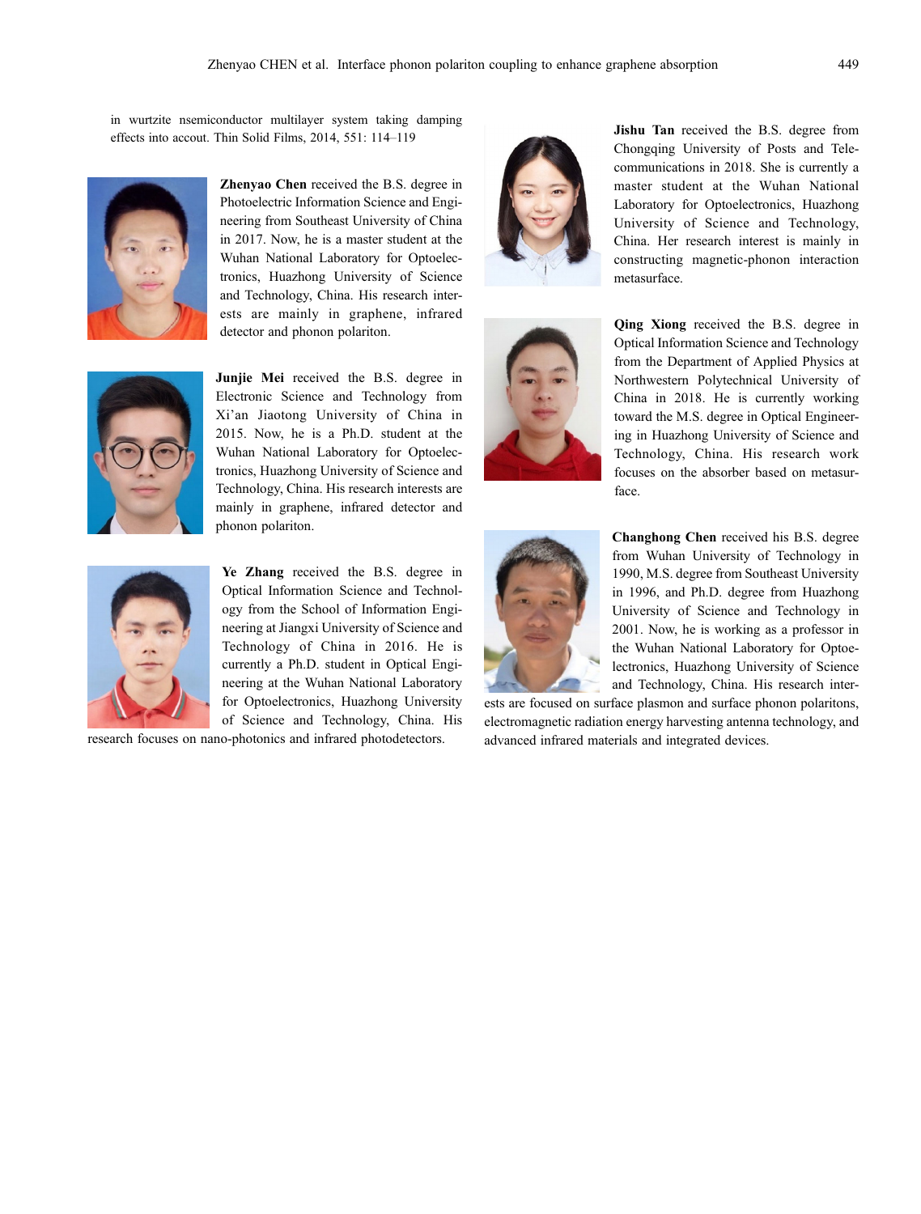in wurtzite nsemiconductor multilayer system taking damping effects into accout. Thin Solid Films, 2014, 551: 114–119

**Zhenyao Chen** received the B.S. degree in Photoelectric Information Science and Engineering from Southeast University of China in 2017. Now, he is a master student at the Wuhan National Laboratory for Optoelectronics, Huazhong University of Science and Technology, China. His research interests are mainly in graphene, infrared detector and phonon polariton.

**Junjie Mei** received the B.S. degree in Electronic Science and Technology from Xi'an Jiaotong University of China in 2015. Now, he is a Ph.D. student at the Wuhan National Laboratory for Optoelectronics, Huazhong University of Science and Technology, China. His research interests are mainly in graphene, infrared detector and phonon polariton.

**Ye Zhang** received the B.S. degree in Optical Information Science and Technology from the School of Information Engineering at Jiangxi University of Science and Technology of China in 2016. He is currently a Ph.D. student in Optical Engineering at the Wuhan National Laboratory for Optoelectronics, Huazhong University of Science and Technology, China. His research focuses on nano-photonics and infrared photodetectors.

**Jishu Tan** received the B.S. degree from Chongqing University of Posts and Telecommunications in 2018. She is currently a master student at the Wuhan National Laboratory for Optoelectronics, Huazhong University of Science and Technology, China. Her research interest is mainly in constructing magnetic-phonon interaction metasurface.

**Qing Xiong** received the B.S. degree in Optical Information Science and Technology from the Department of Applied Physics at Northwestern Polytechnical University of China in 2018. He is currently working toward the M.S. degree in Optical Engineering in Huazhong University of Science and Technology, China. His research work focuses on the absorber based on metasurface.

**Changhong Chen** received his B.S. degree from Wuhan University of Technology in 1990, M.S. degree from Southeast University in 1996, and Ph.D. degree from Huazhong University of Science and Technology in 2001. Now, he is working as a professor in the Wuhan National Laboratory for Optoelectronics, Huazhong University of Science and Technology, China. His research interests are focused on surface plasmon and surface phonon polaritons, electromagnetic radiation energy harvesting antenna technology, and advanced infrared materials and integrated devices.